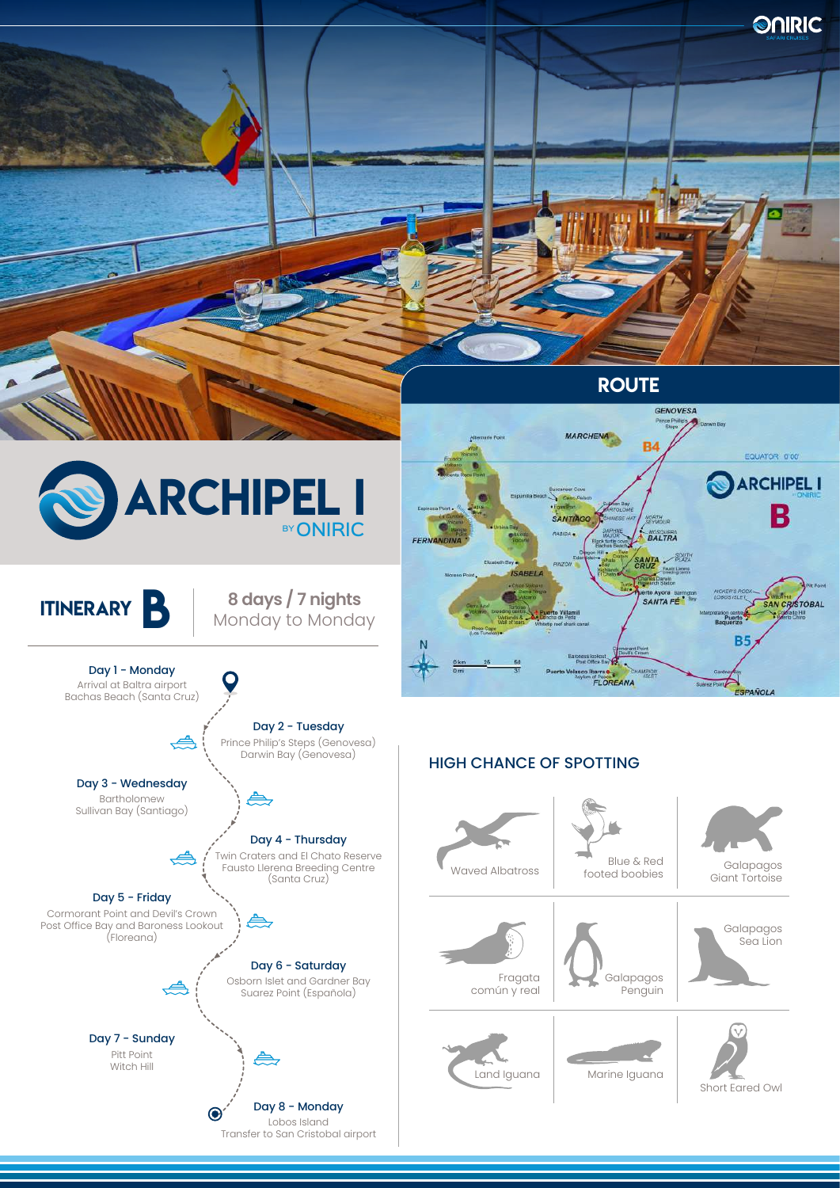# ARCHIPEL I

BY ONIRIC

## ITINERARY B

**8 days / 7 nights**
Monday to Monday

**Day 1 - Monday**
Arrival at Baltra airport
Bachas Beach (Santa Cruz)

**Day 2 - Tuesday**
Prince Philip's Steps (Genovesa)
Darwin Bay (Genovesa)

**Day 3 - Wednesday**
Bartholomew
Sullivan Bay (Santiago)

**Day 4 - Thursday**
Twin Craters and El Chato Reserve
Fausto Llerena Breeding Centre
(Santa Cruz)

**Day 5 - Friday**
Cormorant Point and Devil's Crown
Post Office Bay and Baroness Lookout
(Floreana)

**Day 6 - Saturday**
Osborn Islet and Gardner Bay
Suarez Point (Española)

**Day 7 - Sunday**
Pitt Point
Witch Hill

**Day 8 - Monday**
Lobos Island
Transfer to San Cristobal airport

## ROUTE

## HIGH CHANCE OF SPOTTING

- Waved Albatross
- Blue & Red footed boobies
- Galapagos Giant Tortoise
- Fragata común y real
- Galapagos Penguin
- Galapagos Sea Lion
- Land Iguana
- Marine Iguana
- Short Eared Owl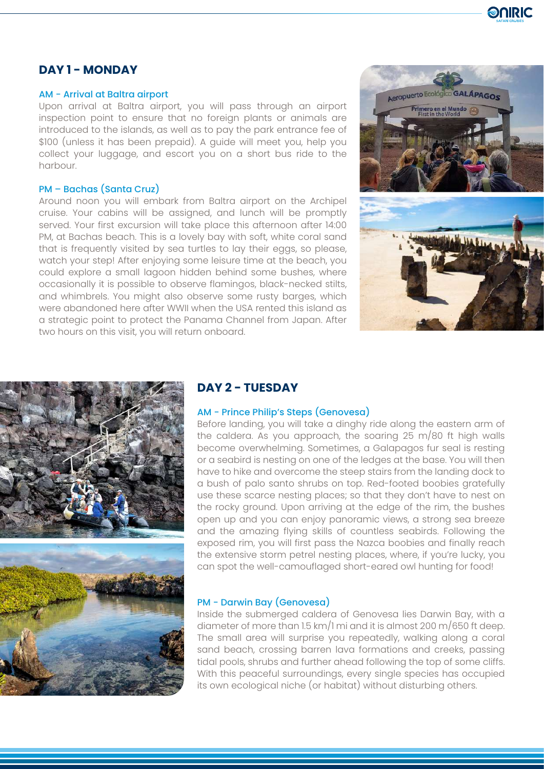## DAY 1 - MONDAY

### AM - Arrival at Baltra airport

Upon arrival at Baltra airport, you will pass through an airport inspection point to ensure that no foreign plants or animals are introduced to the islands, as well as to pay the park entrance fee of $100 (unless it has been prepaid). A guide will meet you, help you collect your luggage, and escort you on a short bus ride to the harbour.

### PM – Bachas (Santa Cruz)

Around noon you will embark from Baltra airport on the Archipel cruise. Your cabins will be assigned, and lunch will be promptly served. Your first excursion will take place this afternoon after 14:00 PM, at Bachas beach. This is a lovely bay with soft, white coral sand that is frequently visited by sea turtles to lay their eggs, so please, watch your step! After enjoying some leisure time at the beach, you could explore a small lagoon hidden behind some bushes, where occasionally it is possible to observe flamingos, black-necked stilts, and whimbrels. You might also observe some rusty barges, which were abandoned here after WWII when the USA rented this island as a strategic point to protect the Panama Channel from Japan. After two hours on this visit, you will return onboard.

## DAY 2 - TUESDAY

### AM - Prince Philip's Steps (Genovesa)

Before landing, you will take a dinghy ride along the eastern arm of the caldera. As you approach, the soaring 25 m/80 ft high walls become overwhelming. Sometimes, a Galapagos fur seal is resting or a seabird is nesting on one of the ledges at the base. You will then have to hike and overcome the steep stairs from the landing dock to a bush of palo santo shrubs on top. Red-footed boobies gratefully use these scarce nesting places; so that they don't have to nest on the rocky ground. Upon arriving at the edge of the rim, the bushes open up and you can enjoy panoramic views, a strong sea breeze and the amazing flying skills of countless seabirds. Following the exposed rim, you will first pass the Nazca boobies and finally reach the extensive storm petrel nesting places, where, if you're lucky, you can spot the well-camouflaged short-eared owl hunting for food!

### PM - Darwin Bay (Genovesa)

Inside the submerged caldera of Genovesa lies Darwin Bay, with a diameter of more than 1.5 km/1 mi and it is almost 200 m/650 ft deep. The small area will surprise you repeatedly, walking along a coral sand beach, crossing barren lava formations and creeks, passing tidal pools, shrubs and further ahead following the top of some cliffs. With this peaceful surroundings, every single species has occupied its own ecological niche (or habitat) without disturbing others.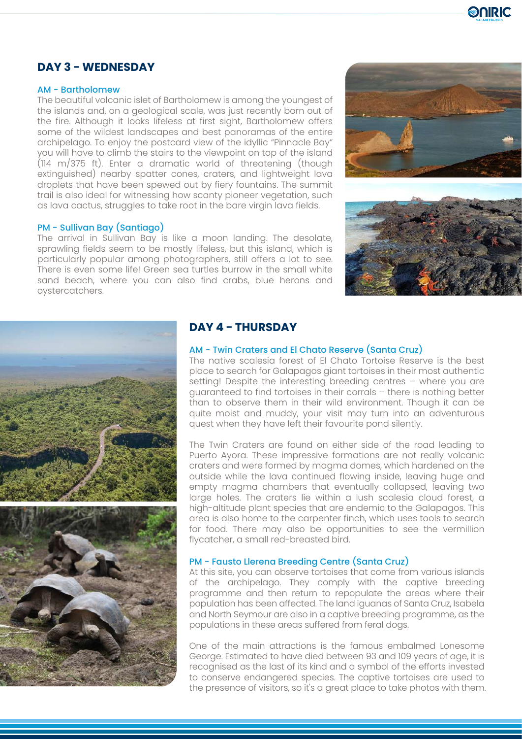## DAY 3 - WEDNESDAY

### AM - Bartholomew

The beautiful volcanic islet of Bartholomew is among the youngest of the islands and, on a geological scale, was just recently born out of the fire. Although it looks lifeless at first sight, Bartholomew offers some of the wildest landscapes and best panoramas of the entire archipelago. To enjoy the postcard view of the idyllic "Pinnacle Bay" you will have to climb the stairs to the viewpoint on top of the island (114 m/375 ft). Enter a dramatic world of threatening (though extinguished) nearby spatter cones, craters, and lightweight lava droplets that have been spewed out by fiery fountains. The summit trail is also ideal for witnessing how scanty pioneer vegetation, such as lava cactus, struggles to take root in the bare virgin lava fields.

### PM - Sullivan Bay (Santiago)

The arrival in Sullivan Bay is like a moon landing. The desolate, sprawling fields seem to be mostly lifeless, but this island, which is particularly popular among photographers, still offers a lot to see. There is even some life! Green sea turtles burrow in the small white sand beach, where you can also find crabs, blue herons and oystercatchers.

## DAY 4 - THURSDAY

### AM - Twin Craters and El Chato Reserve (Santa Cruz)

The native scalesia forest of El Chato Tortoise Reserve is the best place to search for Galapagos giant tortoises in their most authentic setting! Despite the interesting breeding centres – where you are guaranteed to find tortoises in their corrals – there is nothing better than to observe them in their wild environment. Though it can be quite moist and muddy, your visit may turn into an adventurous quest when they have left their favourite pond silently.

The Twin Craters are found on either side of the road leading to Puerto Ayora. These impressive formations are not really volcanic craters and were formed by magma domes, which hardened on the outside while the lava continued flowing inside, leaving huge and empty magma chambers that eventually collapsed, leaving two large holes. The craters lie within a lush scalesia cloud forest, a high-altitude plant species that are endemic to the Galapagos. This area is also home to the carpenter finch, which uses tools to search for food. There may also be opportunities to see the vermillion flycatcher, a small red-breasted bird.

### PM - Fausto Llerena Breeding Centre (Santa Cruz)

At this site, you can observe tortoises that come from various islands of the archipelago. They comply with the captive breeding programme and then return to repopulate the areas where their population has been affected. The land iguanas of Santa Cruz, Isabela and North Seymour are also in a captive breeding programme, as the populations in these areas suffered from feral dogs.

One of the main attractions is the famous embalmed Lonesome George. Estimated to have died between 93 and 109 years of age, it is recognised as the last of its kind and a symbol of the efforts invested to conserve endangered species. The captive tortoises are used to the presence of visitors, so it's a great place to take photos with them.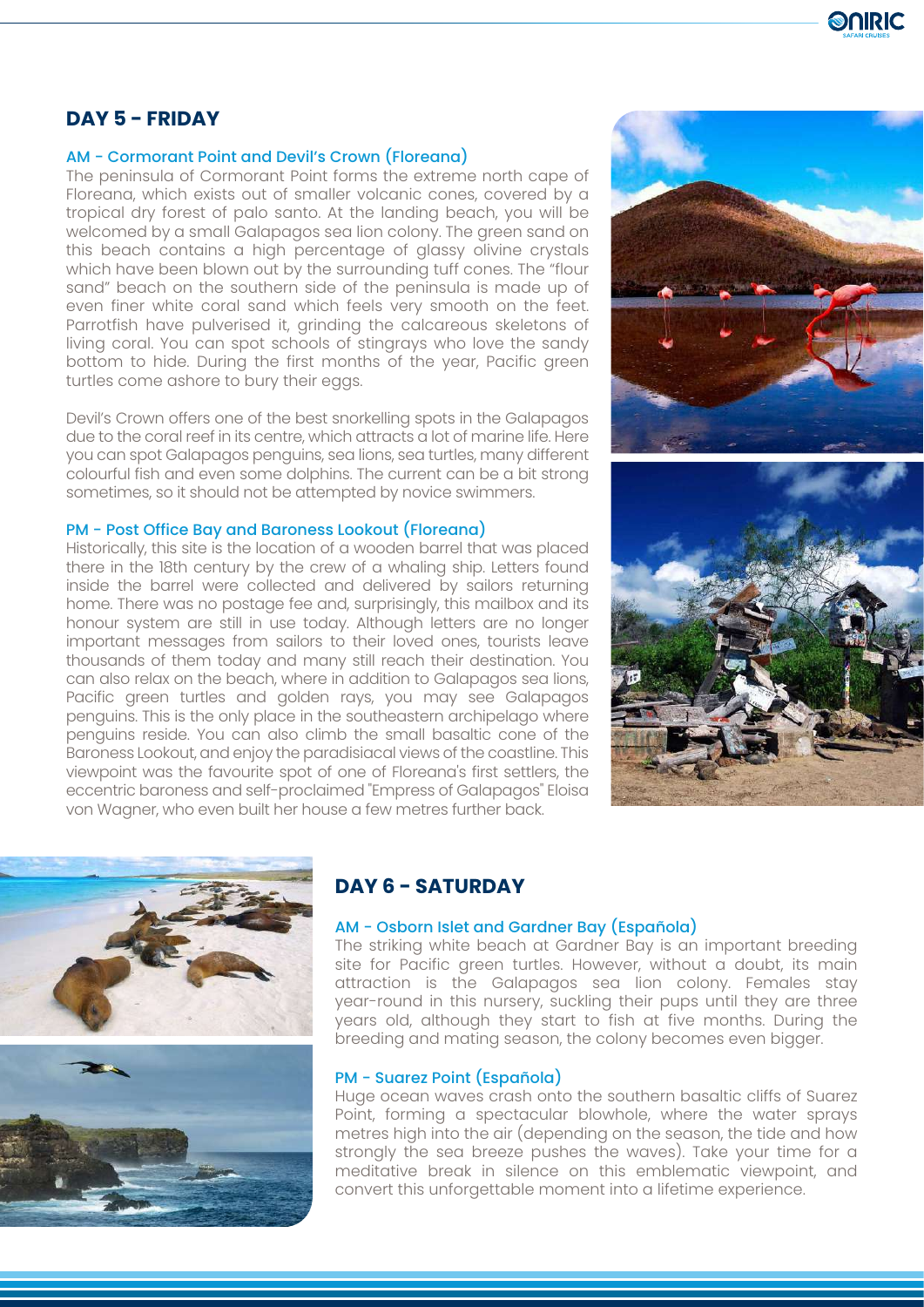## DAY 5 - FRIDAY

### AM - Cormorant Point and Devil's Crown (Floreana)

The peninsula of Cormorant Point forms the extreme north cape of Floreana, which exists out of smaller volcanic cones, covered by a tropical dry forest of palo santo. At the landing beach, you will be welcomed by a small Galapagos sea lion colony. The green sand on this beach contains a high percentage of glassy olivine crystals which have been blown out by the surrounding tuff cones. The "flour sand" beach on the southern side of the peninsula is made up of even finer white coral sand which feels very smooth on the feet. Parrotfish have pulverised it, grinding the calcareous skeletons of living coral. You can spot schools of stingrays who love the sandy bottom to hide. During the first months of the year, Pacific green turtles come ashore to bury their eggs.

Devil's Crown offers one of the best snorkelling spots in the Galapagos due to the coral reef in its centre, which attracts a lot of marine life. Here you can spot Galapagos penguins, sea lions, sea turtles, many different colourful fish and even some dolphins. The current can be a bit strong sometimes, so it should not be attempted by novice swimmers.

### PM - Post Office Bay and Baroness Lookout (Floreana)

Historically, this site is the location of a wooden barrel that was placed there in the 18th century by the crew of a whaling ship. Letters found inside the barrel were collected and delivered by sailors returning home. There was no postage fee and, surprisingly, this mailbox and its honour system are still in use today. Although letters are no longer important messages from sailors to their loved ones, tourists leave thousands of them today and many still reach their destination. You can also relax on the beach, where in addition to Galapagos sea lions, Pacific green turtles and golden rays, you may see Galapagos penguins. This is the only place in the southeastern archipelago where penguins reside. You can also climb the small basaltic cone of the Baroness Lookout, and enjoy the paradisiacal views of the coastline. This viewpoint was the favourite spot of one of Floreana's first settlers, the eccentric baroness and self-proclaimed "Empress of Galapagos" Eloisa von Wagner, who even built her house a few metres further back.

## DAY 6 - SATURDAY

### AM - Osborn Islet and Gardner Bay (Española)

The striking white beach at Gardner Bay is an important breeding site for Pacific green turtles. However, without a doubt, its main attraction is the Galapagos sea lion colony. Females stay year-round in this nursery, suckling their pups until they are three years old, although they start to fish at five months. During the breeding and mating season, the colony becomes even bigger.

### PM - Suarez Point (Española)

Huge ocean waves crash onto the southern basaltic cliffs of Suarez Point, forming a spectacular blowhole, where the water sprays metres high into the air (depending on the season, the tide and how strongly the sea breeze pushes the waves). Take your time for a meditative break in silence on this emblematic viewpoint, and convert this unforgettable moment into a lifetime experience.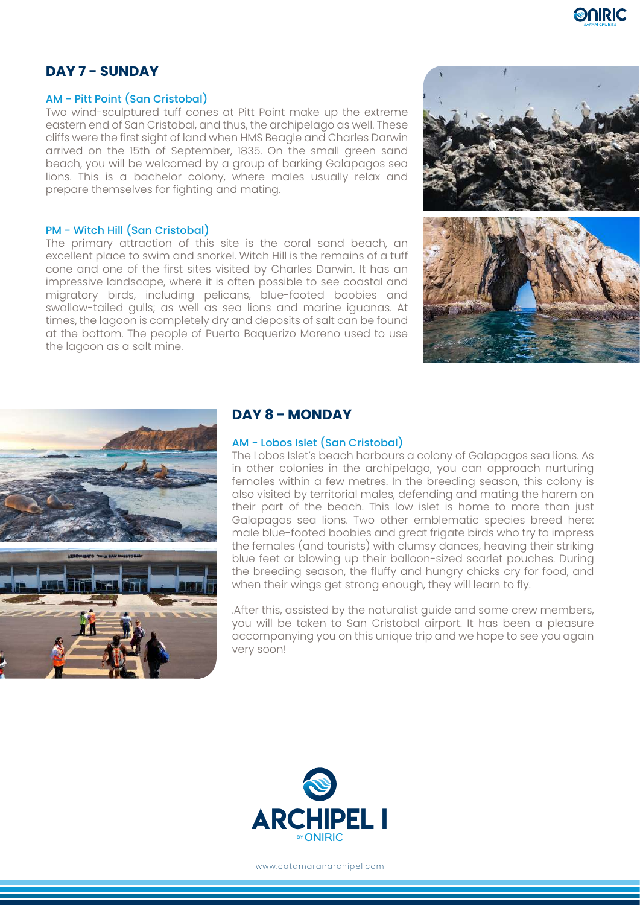## DAY 7 - SUNDAY

### AM - Pitt Point (San Cristobal)

Two wind-sculptured tuff cones at Pitt Point make up the extreme eastern end of San Cristobal, and thus, the archipelago as well. These cliffs were the first sight of land when HMS Beagle and Charles Darwin arrived on the 15th of September, 1835. On the small green sand beach, you will be welcomed by a group of barking Galapagos sea lions. This is a bachelor colony, where males usually relax and prepare themselves for fighting and mating.

### PM - Witch Hill (San Cristobal)

The primary attraction of this site is the coral sand beach, an excellent place to swim and snorkel. Witch Hill is the remains of a tuff cone and one of the first sites visited by Charles Darwin. It has an impressive landscape, where it is often possible to see coastal and migratory birds, including pelicans, blue-footed boobies and swallow-tailed gulls; as well as sea lions and marine iguanas. At times, the lagoon is completely dry and deposits of salt can be found at the bottom. The people of Puerto Baquerizo Moreno used to use the lagoon as a salt mine.

## DAY 8 - MONDAY

### AM - Lobos Islet (San Cristobal)

The Lobos Islet's beach harbours a colony of Galapagos sea lions. As in other colonies in the archipelago, you can approach nurturing females within a few metres. In the breeding season, this colony is also visited by territorial males, defending and mating the harem on their part of the beach. This low islet is home to more than just Galapagos sea lions. Two other emblematic species breed here: male blue-footed boobies and great frigate birds who try to impress the females (and tourists) with clumsy dances, heaving their striking blue feet or blowing up their balloon-sized scarlet pouches. During the breeding season, the fluffy and hungry chicks cry for food, and when their wings get strong enough, they will learn to fly.

.After this, assisted by the naturalist guide and some crew members, you will be taken to San Cristobal airport. It has been a pleasure accompanying you on this unique trip and we hope to see you again very soon!

ARCHIPEL I
BY ONIRIC

www.catamaranarchipel.com